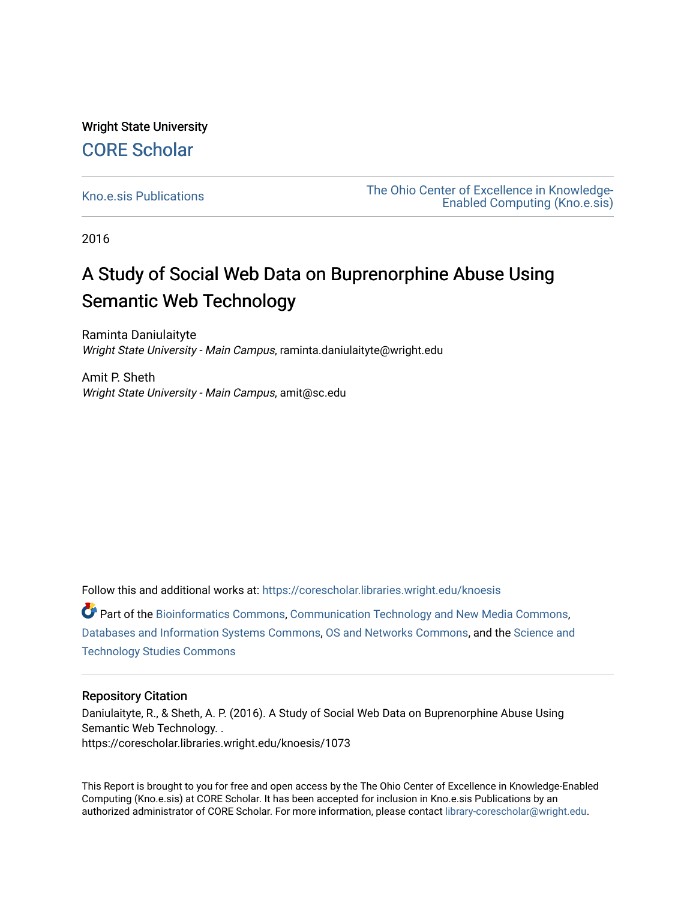Wright State University

CORE Scholar

Kno.e.sis Publications

The Ohio Center of Excellence in Knowledge-Enabled Computing (Kno.e.sis)

2016

# A Study of Social Web Data on Buprenorphine Abuse Using Semantic Web Technology

Raminta Daniulaityte
*Wright State University - Main Campus*, raminta.daniulaityte@wright.edu

Amit P. Sheth
*Wright State University - Main Campus*, amit@sc.edu

Follow this and additional works at: https://corescholar.libraries.wright.edu/knoesis

Part of the Bioinformatics Commons, Communication Technology and New Media Commons, Databases and Information Systems Commons, OS and Networks Commons, and the Science and Technology Studies Commons

## Repository Citation

Daniulaityte, R., & Sheth, A. P. (2016). A Study of Social Web Data on Buprenorphine Abuse Using Semantic Web Technology. .
https://corescholar.libraries.wright.edu/knoesis/1073

This Report is brought to you for free and open access by the The Ohio Center of Excellence in Knowledge-Enabled Computing (Kno.e.sis) at CORE Scholar. It has been accepted for inclusion in Kno.e.sis Publications by an authorized administrator of CORE Scholar. For more information, please contact library-corescholar@wright.edu.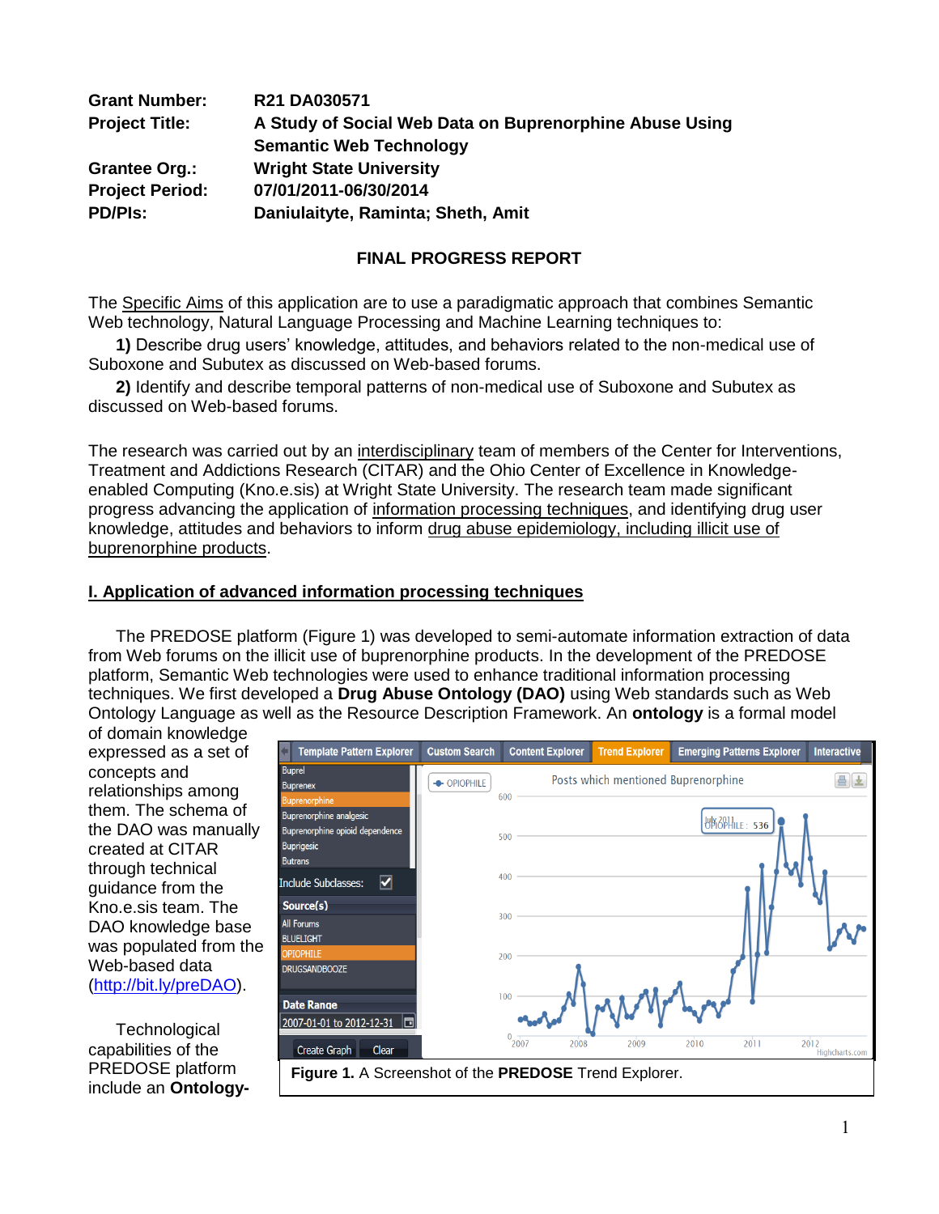**Grant Number:** R21 DA030571

**Project Title:** A Study of Social Web Data on Buprenorphine Abuse Using Semantic Web Technology

**Grantee Org.:** Wright State University

**Project Period:** 07/01/2011-06/30/2014

**PD/PIs:** Daniulaityte, Raminta; Sheth, Amit

## FINAL PROGRESS REPORT

The Specific Aims of this application are to use a paradigmatic approach that combines Semantic Web technology, Natural Language Processing and Machine Learning techniques to:

**1)** Describe drug users' knowledge, attitudes, and behaviors related to the non-medical use of Suboxone and Subutex as discussed on Web-based forums.

**2)** Identify and describe temporal patterns of non-medical use of Suboxone and Subutex as discussed on Web-based forums.

The research was carried out by an interdisciplinary team of members of the Center for Interventions, Treatment and Addictions Research (CITAR) and the Ohio Center of Excellence in Knowledge-enabled Computing (Kno.e.sis) at Wright State University. The research team made significant progress advancing the application of information processing techniques, and identifying drug user knowledge, attitudes and behaviors to inform drug abuse epidemiology, including illicit use of buprenorphine products.

## I. Application of advanced information processing techniques

The PREDOSE platform (Figure 1) was developed to semi-automate information extraction of data from Web forums on the illicit use of buprenorphine products. In the development of the PREDOSE platform, Semantic Web technologies were used to enhance traditional information processing techniques. We first developed a **Drug Abuse Ontology (DAO)** using Web standards such as Web Ontology Language as well as the Resource Description Framework. An **ontology** is a formal model of domain knowledge expressed as a set of concepts and relationships among them. The schema of the DAO was manually created at CITAR through technical guidance from the Kno.e.sis team. The DAO knowledge base was populated from the Web-based data (http://bit.ly/preDAO).

**Figure 1.** A Screenshot of the **PREDOSE** Trend Explorer.

Technological capabilities of the PREDOSE platform include an **Ontology-**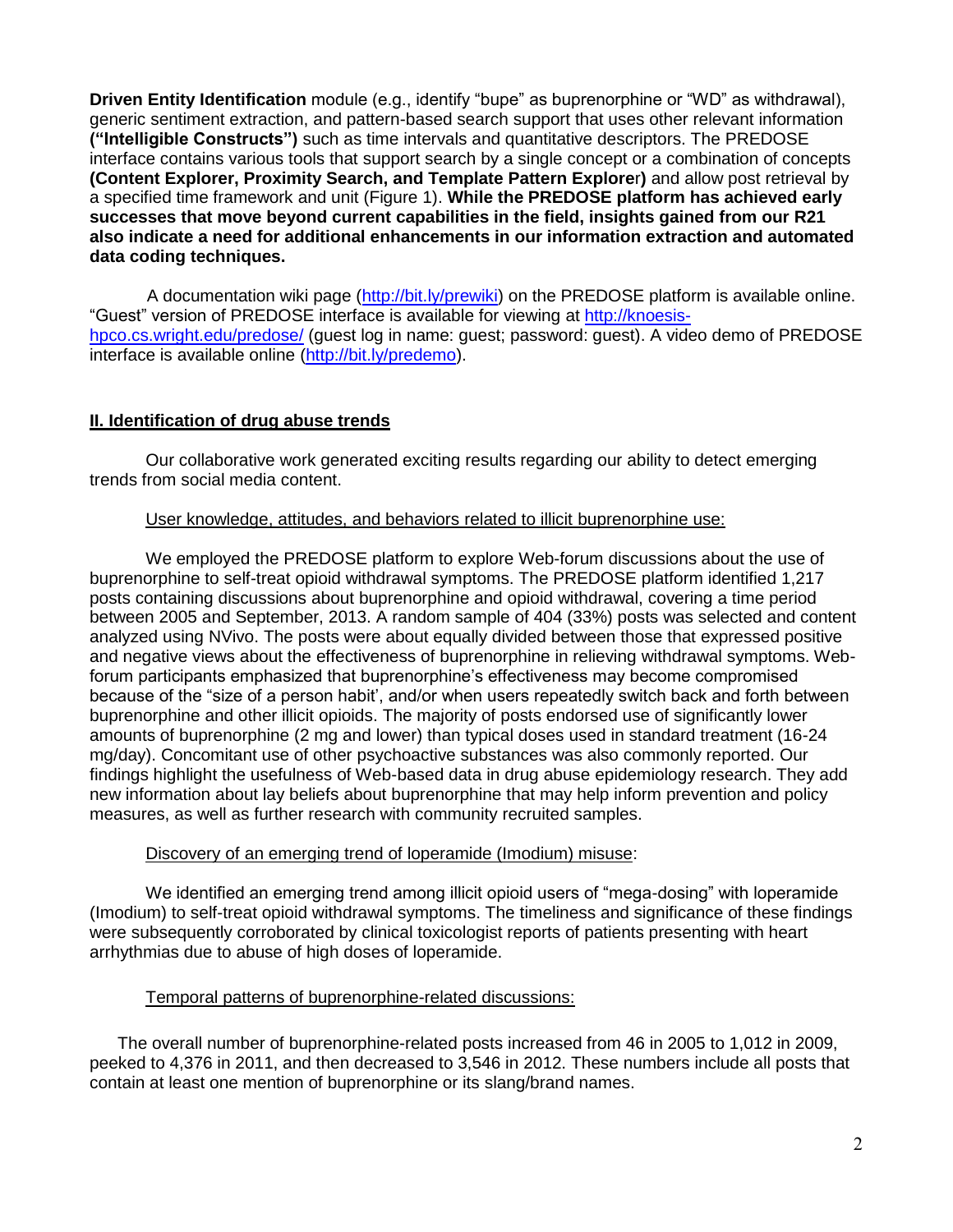**Driven Entity Identification** module (e.g., identify "bupe" as buprenorphine or "WD" as withdrawal), generic sentiment extraction, and pattern-based search support that uses other relevant information **("Intelligible Constructs")** such as time intervals and quantitative descriptors. The PREDOSE interface contains various tools that support search by a single concept or a combination of concepts **(Content Explorer, Proximity Search, and Template Pattern Explorer)** and allow post retrieval by a specified time framework and unit (Figure 1). **While the PREDOSE platform has achieved early successes that move beyond current capabilities in the field, insights gained from our R21 also indicate a need for additional enhancements in our information extraction and automated data coding techniques.**

A documentation wiki page (http://bit.ly/prewiki) on the PREDOSE platform is available online. "Guest" version of PREDOSE interface is available for viewing at http://knoesis-hpco.cs.wright.edu/predose/ (guest log in name: guest; password: guest). A video demo of PREDOSE interface is available online (http://bit.ly/predemo).

## II. Identification of drug abuse trends

Our collaborative work generated exciting results regarding our ability to detect emerging trends from social media content.

### User knowledge, attitudes, and behaviors related to illicit buprenorphine use:

We employed the PREDOSE platform to explore Web-forum discussions about the use of buprenorphine to self-treat opioid withdrawal symptoms. The PREDOSE platform identified 1,217 posts containing discussions about buprenorphine and opioid withdrawal, covering a time period between 2005 and September, 2013. A random sample of 404 (33%) posts was selected and content analyzed using NVivo. The posts were about equally divided between those that expressed positive and negative views about the effectiveness of buprenorphine in relieving withdrawal symptoms. Web-forum participants emphasized that buprenorphine's effectiveness may become compromised because of the "size of a person habit', and/or when users repeatedly switch back and forth between buprenorphine and other illicit opioids. The majority of posts endorsed use of significantly lower amounts of buprenorphine (2 mg and lower) than typical doses used in standard treatment (16-24 mg/day). Concomitant use of other psychoactive substances was also commonly reported. Our findings highlight the usefulness of Web-based data in drug abuse epidemiology research. They add new information about lay beliefs about buprenorphine that may help inform prevention and policy measures, as well as further research with community recruited samples.

### Discovery of an emerging trend of loperamide (Imodium) misuse:

We identified an emerging trend among illicit opioid users of "mega-dosing" with loperamide (Imodium) to self-treat opioid withdrawal symptoms. The timeliness and significance of these findings were subsequently corroborated by clinical toxicologist reports of patients presenting with heart arrhythmias due to abuse of high doses of loperamide.

### Temporal patterns of buprenorphine-related discussions:

The overall number of buprenorphine-related posts increased from 46 in 2005 to 1,012 in 2009, peaked to 4,376 in 2011, and then decreased to 3,546 in 2012. These numbers include all posts that contain at least one mention of buprenorphine or its slang/brand names.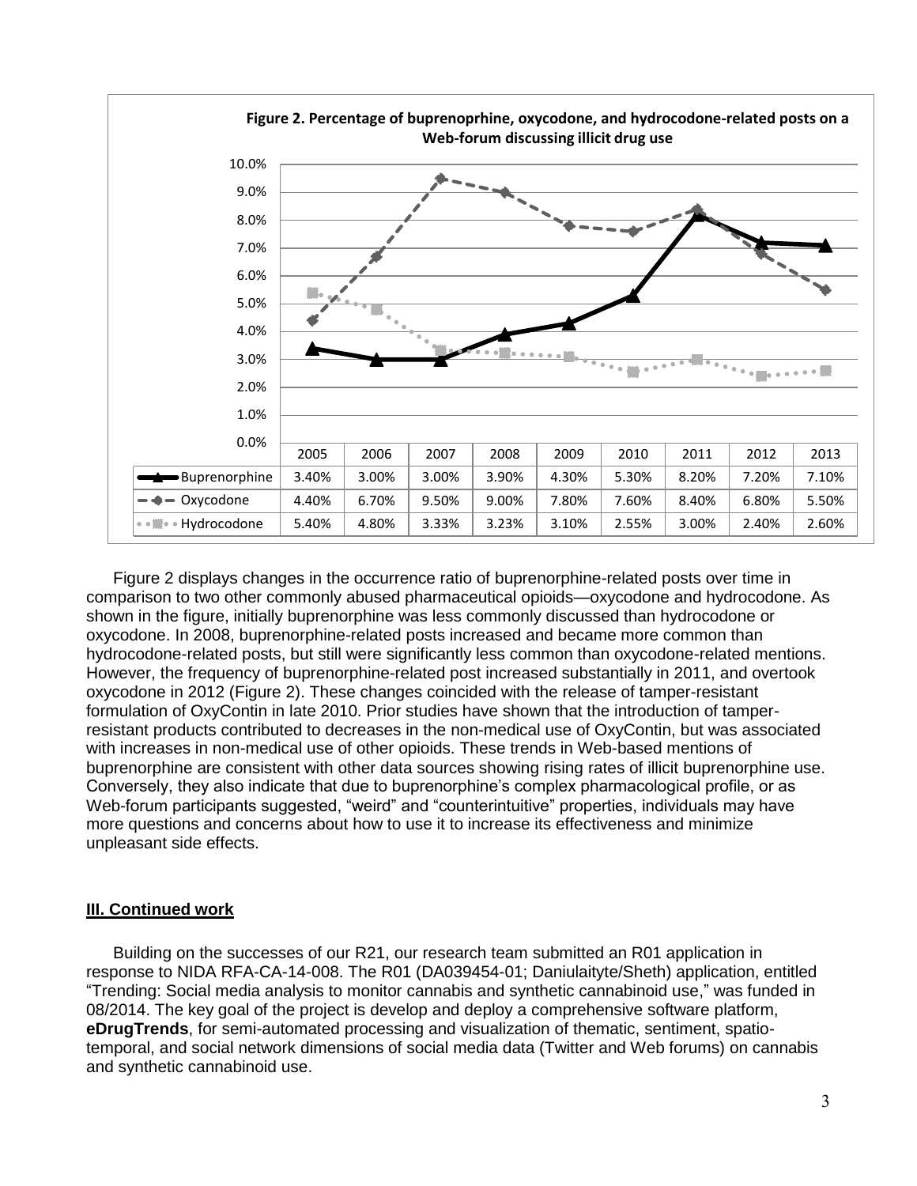**Figure 2. Percentage of buprenoprhine, oxycodone, and hydrocodone-related posts on a Web-forum discussing illicit drug use**

| | 2005 | 2006 | 2007 | 2008 | 2009 | 2010 | 2011 | 2012 | 2013 |
|---|---|---|---|---|---|---|---|---|---|
| Buprenorphine | 3.40% | 3.00% | 3.00% | 3.90% | 4.30% | 5.30% | 8.20% | 7.20% | 7.10% |
| Oxycodone | 4.40% | 6.70% | 9.50% | 9.00% | 7.80% | 7.60% | 8.40% | 6.80% | 5.50% |
| Hydrocodone | 5.40% | 4.80% | 3.33% | 3.23% | 3.10% | 2.55% | 3.00% | 2.40% | 2.60% |

Figure 2 displays changes in the occurrence ratio of buprenorphine-related posts over time in comparison to two other commonly abused pharmaceutical opioids—oxycodone and hydrocodone. As shown in the figure, initially buprenorphine was less commonly discussed than hydrocodone or oxycodone. In 2008, buprenorphine-related posts increased and became more common than hydrocodone-related posts, but still were significantly less common than oxycodone-related mentions. However, the frequency of buprenorphine-related post increased substantially in 2011, and overtook oxycodone in 2012 (Figure 2). These changes coincided with the release of tamper-resistant formulation of OxyContin in late 2010. Prior studies have shown that the introduction of tamper-resistant products contributed to decreases in the non-medical use of OxyContin, but was associated with increases in non-medical use of other opioids. These trends in Web-based mentions of buprenorphine are consistent with other data sources showing rising rates of illicit buprenorphine use. Conversely, they also indicate that due to buprenorphine's complex pharmacological profile, or as Web-forum participants suggested, "weird" and "counterintuitive" properties, individuals may have more questions and concerns about how to use it to increase its effectiveness and minimize unpleasant side effects.

## III. Continued work

Building on the successes of our R21, our research team submitted an R01 application in response to NIDA RFA-CA-14-008. The R01 (DA039454-01; Daniulaityte/Sheth) application, entitled "Trending: Social media analysis to monitor cannabis and synthetic cannabinoid use," was funded in 08/2014. The key goal of the project is develop and deploy a comprehensive software platform, **eDrugTrends**, for semi-automated processing and visualization of thematic, sentiment, spatio-temporal, and social network dimensions of social media data (Twitter and Web forums) on cannabis and synthetic cannabinoid use.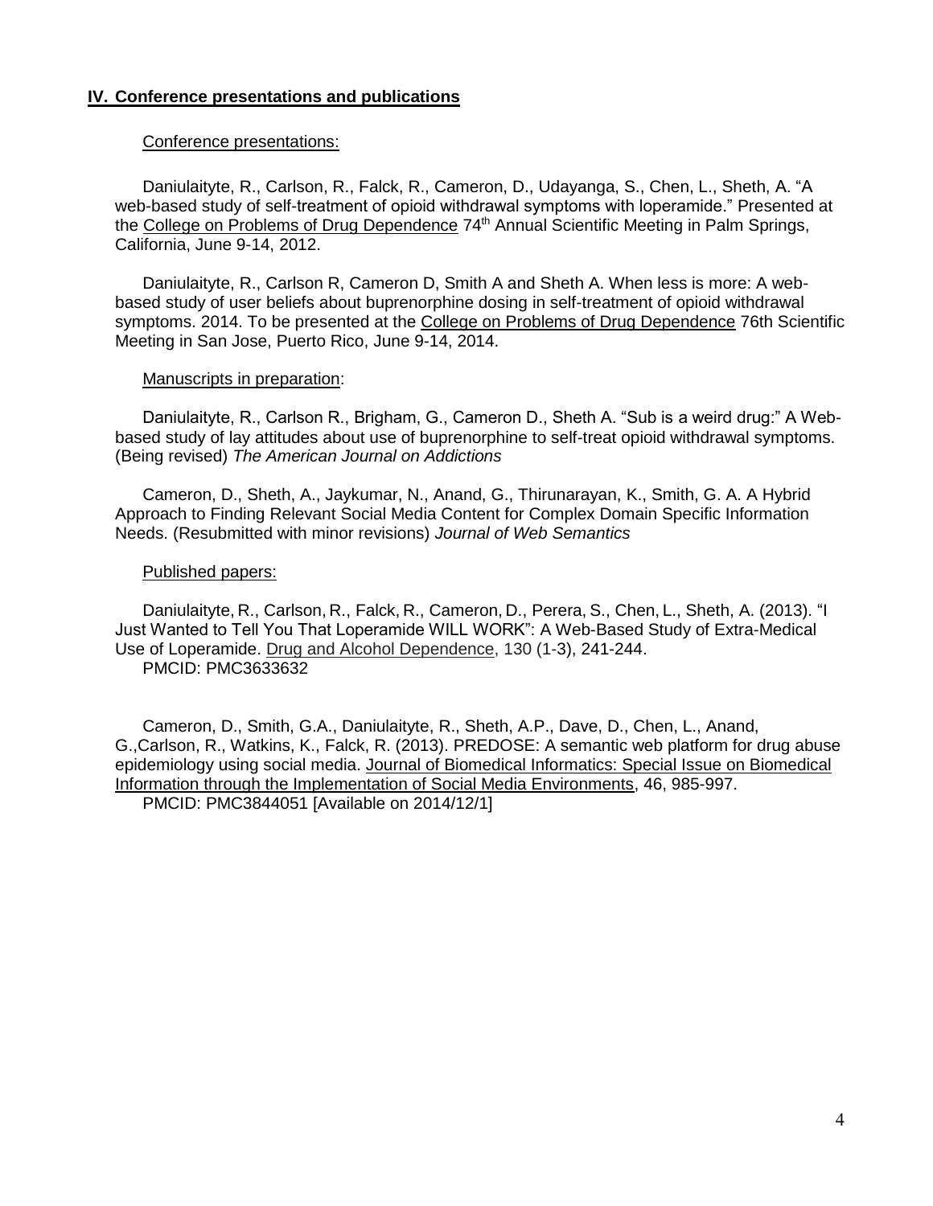## IV. Conference presentations and publications

### Conference presentations:

Daniulaityte, R., Carlson, R., Falck, R., Cameron, D., Udayanga, S., Chen, L., Sheth, A. "A web-based study of self-treatment of opioid withdrawal symptoms with loperamide." Presented at the College on Problems of Drug Dependence 74th Annual Scientific Meeting in Palm Springs, California, June 9-14, 2012.

Daniulaityte, R., Carlson R, Cameron D, Smith A and Sheth A. When less is more: A web-based study of user beliefs about buprenorphine dosing in self-treatment of opioid withdrawal symptoms. 2014. To be presented at the College on Problems of Drug Dependence 76th Scientific Meeting in San Jose, Puerto Rico, June 9-14, 2014.

### Manuscripts in preparation:

Daniulaityte, R., Carlson R., Brigham, G., Cameron D., Sheth A. "Sub is a weird drug:" A Web-based study of lay attitudes about use of buprenorphine to self-treat opioid withdrawal symptoms. (Being revised) *The American Journal on Addictions*

Cameron, D., Sheth, A., Jaykumar, N., Anand, G., Thirunarayan, K., Smith, G. A. A Hybrid Approach to Finding Relevant Social Media Content for Complex Domain Specific Information Needs. (Resubmitted with minor revisions) *Journal of Web Semantics*

### Published papers:

Daniulaityte, R., Carlson, R., Falck, R., Cameron, D., Perera, S., Chen, L., Sheth, A. (2013). "I Just Wanted to Tell You That Loperamide WILL WORK": A Web-Based Study of Extra-Medical Use of Loperamide. Drug and Alcohol Dependence, 130 (1-3), 241-244.
PMCID: PMC3633632

Cameron, D., Smith, G.A., Daniulaityte, R., Sheth, A.P., Dave, D., Chen, L., Anand, G.,Carlson, R., Watkins, K., Falck, R. (2013). PREDOSE: A semantic web platform for drug abuse epidemiology using social media. Journal of Biomedical Informatics: Special Issue on Biomedical Information through the Implementation of Social Media Environments, 46, 985-997.
PMCID: PMC3844051 [Available on 2014/12/1]